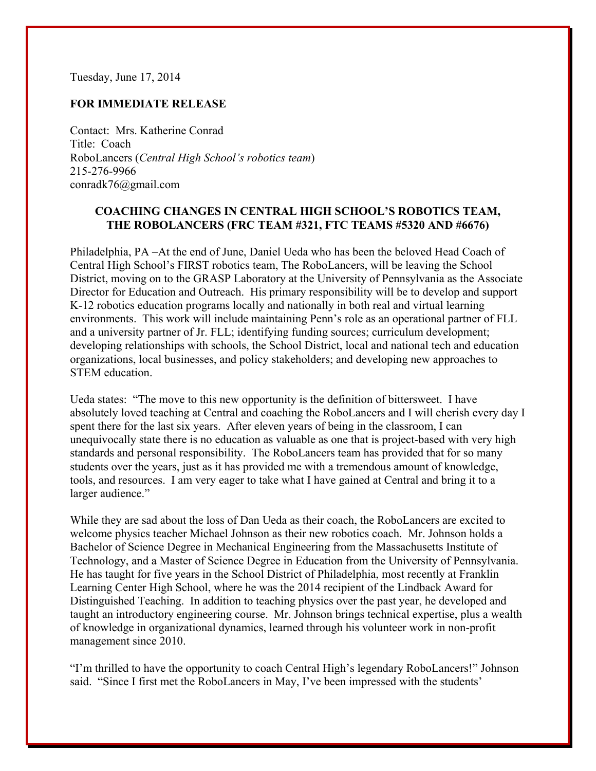Tuesday, June 17, 2014

**FOR IMMEDIATE RELEASE**

Contact: Mrs. Katherine Conrad
Title: Coach
RoboLancers (*Central High School's robotics team*)
215-276-9966
conradk76@gmail.com

## COACHING CHANGES IN CENTRAL HIGH SCHOOL'S ROBOTICS TEAM, THE ROBOLANCERS (FRC TEAM #321, FTC TEAMS #5320 AND #6676)

Philadelphia, PA –At the end of June, Daniel Ueda who has been the beloved Head Coach of Central High School's FIRST robotics team, The RoboLancers, will be leaving the School District, moving on to the GRASP Laboratory at the University of Pennsylvania as the Associate Director for Education and Outreach. His primary responsibility will be to develop and support K-12 robotics education programs locally and nationally in both real and virtual learning environments. This work will include maintaining Penn's role as an operational partner of FLL and a university partner of Jr. FLL; identifying funding sources; curriculum development; developing relationships with schools, the School District, local and national tech and education organizations, local businesses, and policy stakeholders; and developing new approaches to STEM education.

Ueda states: "The move to this new opportunity is the definition of bittersweet. I have absolutely loved teaching at Central and coaching the RoboLancers and I will cherish every day I spent there for the last six years. After eleven years of being in the classroom, I can unequivocally state there is no education as valuable as one that is project-based with very high standards and personal responsibility. The RoboLancers team has provided that for so many students over the years, just as it has provided me with a tremendous amount of knowledge, tools, and resources. I am very eager to take what I have gained at Central and bring it to a larger audience."

While they are sad about the loss of Dan Ueda as their coach, the RoboLancers are excited to welcome physics teacher Michael Johnson as their new robotics coach. Mr. Johnson holds a Bachelor of Science Degree in Mechanical Engineering from the Massachusetts Institute of Technology, and a Master of Science Degree in Education from the University of Pennsylvania. He has taught for five years in the School District of Philadelphia, most recently at Franklin Learning Center High School, where he was the 2014 recipient of the Lindback Award for Distinguished Teaching. In addition to teaching physics over the past year, he developed and taught an introductory engineering course. Mr. Johnson brings technical expertise, plus a wealth of knowledge in organizational dynamics, learned through his volunteer work in non-profit management since 2010.

"I'm thrilled to have the opportunity to coach Central High's legendary RoboLancers!" Johnson said. "Since I first met the RoboLancers in May, I've been impressed with the students'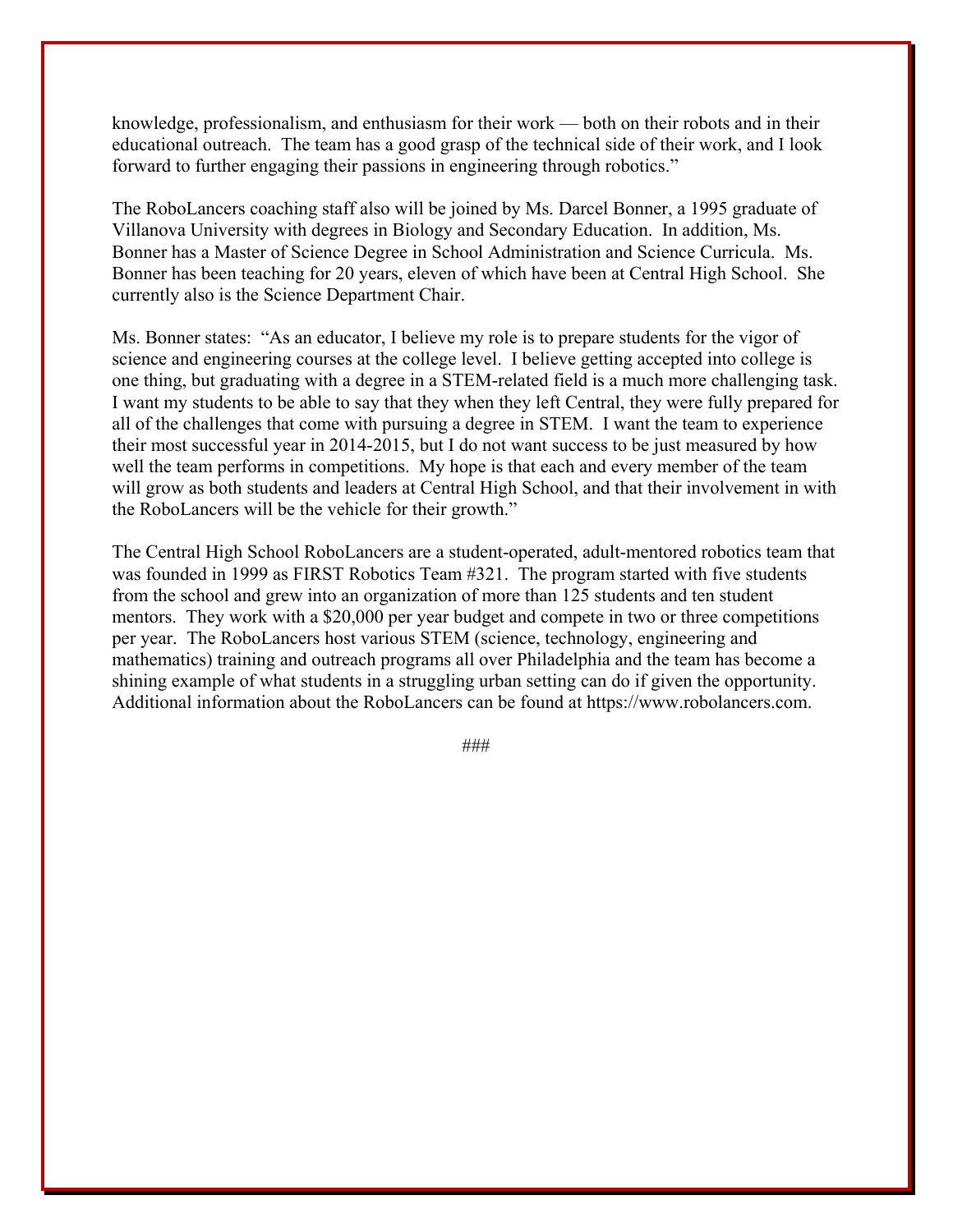knowledge, professionalism, and enthusiasm for their work — both on their robots and in their educational outreach. The team has a good grasp of the technical side of their work, and I look forward to further engaging their passions in engineering through robotics."

The RoboLancers coaching staff also will be joined by Ms. Darcel Bonner, a 1995 graduate of Villanova University with degrees in Biology and Secondary Education. In addition, Ms. Bonner has a Master of Science Degree in School Administration and Science Curricula. Ms. Bonner has been teaching for 20 years, eleven of which have been at Central High School. She currently also is the Science Department Chair.

Ms. Bonner states: "As an educator, I believe my role is to prepare students for the vigor of science and engineering courses at the college level. I believe getting accepted into college is one thing, but graduating with a degree in a STEM-related field is a much more challenging task. I want my students to be able to say that they when they left Central, they were fully prepared for all of the challenges that come with pursuing a degree in STEM. I want the team to experience their most successful year in 2014-2015, but I do not want success to be just measured by how well the team performs in competitions. My hope is that each and every member of the team will grow as both students and leaders at Central High School, and that their involvement in with the RoboLancers will be the vehicle for their growth."

The Central High School RoboLancers are a student-operated, adult-mentored robotics team that was founded in 1999 as FIRST Robotics Team #321. The program started with five students from the school and grew into an organization of more than 125 students and ten student mentors. They work with a $20,000 per year budget and compete in two or three competitions per year. The RoboLancers host various STEM (science, technology, engineering and mathematics) training and outreach programs all over Philadelphia and the team has become a shining example of what students in a struggling urban setting can do if given the opportunity. Additional information about the RoboLancers can be found at https://www.robolancers.com.

###